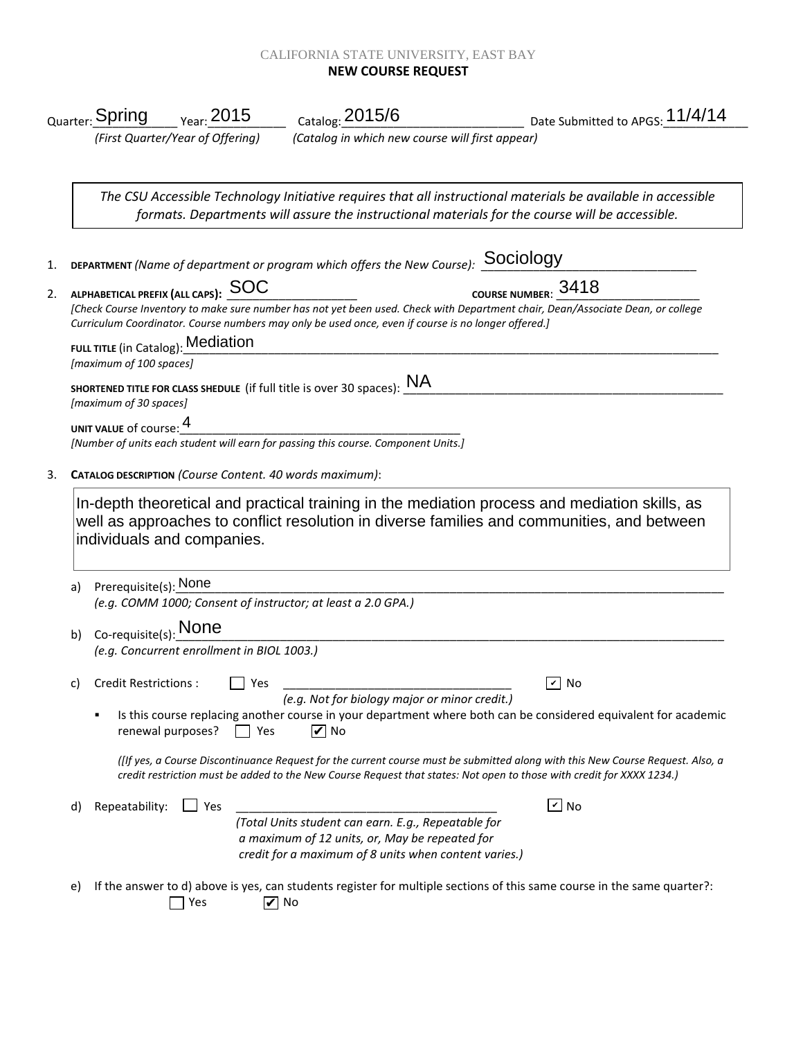CALIFORNIA STATE UNIVERSITY, EAST BAY

**NEW COURSE REQUEST**

Quarter: Spring Year: 2015 Catalog: 2015/6 Date Submitted to APGS: 11/4/14

*(First Quarter/Year of Offering)* *(Catalog in which new course will first appear)*

> *The CSU Accessible Technology Initiative requires that all instructional materials be available in accessible formats. Departments will assure the instructional materials for the course will be accessible.*

1. **DEPARTMENT** *(Name of department or program which offers the New Course):* Sociology

2. **ALPHABETICAL PREFIX (ALL CAPS):** SOC **COURSE NUMBER:** 3418

   *[Check Course Inventory to make sure number has not yet been used. Check with Department chair, Dean/Associate Dean, or college Curriculum Coordinator. Course numbers may only be used once, even if course is no longer offered.]*

   **FULL TITLE** (in Catalog): Mediation
   *[maximum of 100 spaces]*

   **SHORTENED TITLE FOR CLASS SHEDULE** (if full title is over 30 spaces): NA
   *[maximum of 30 spaces]*

   **UNIT VALUE** of course: 4
   *[Number of units each student will earn for passing this course. Component Units.]*

3. **CATALOG DESCRIPTION** *(Course Content. 40 words maximum)*:

   In-depth theoretical and practical training in the mediation process and mediation skills, as well as approaches to conflict resolution in diverse families and communities, and between individuals and companies.

   a) Prerequisite(s): None
      *(e.g. COMM 1000; Consent of instructor; at least a 2.0 GPA.)*

   b) Co-requisite(s): None
      *(e.g. Concurrent enrollment in BIOL 1003.)*

   c) Credit Restrictions : ☐ Yes ______ ☑ No
      *(e.g. Not for biology major or minor credit.)*

      - Is this course replacing another course in your department where both can be considered equivalent for academic renewal purposes? ☐ Yes ☑ No

      *([If yes, a Course Discontinuance Request for the current course must be submitted along with this New Course Request. Also, a credit restriction must be added to the New Course Request that states: Not open to those with credit for XXXX 1234.)*

   d) Repeatability: ☐ Yes ______ ☑ No
      *(Total Units student can earn. E.g., Repeatable for a maximum of 12 units, or, May be repeated for credit for a maximum of 8 units when content varies.)*

   e) If the answer to d) above is yes, can students register for multiple sections of this same course in the same quarter?:
      ☐ Yes ☑ No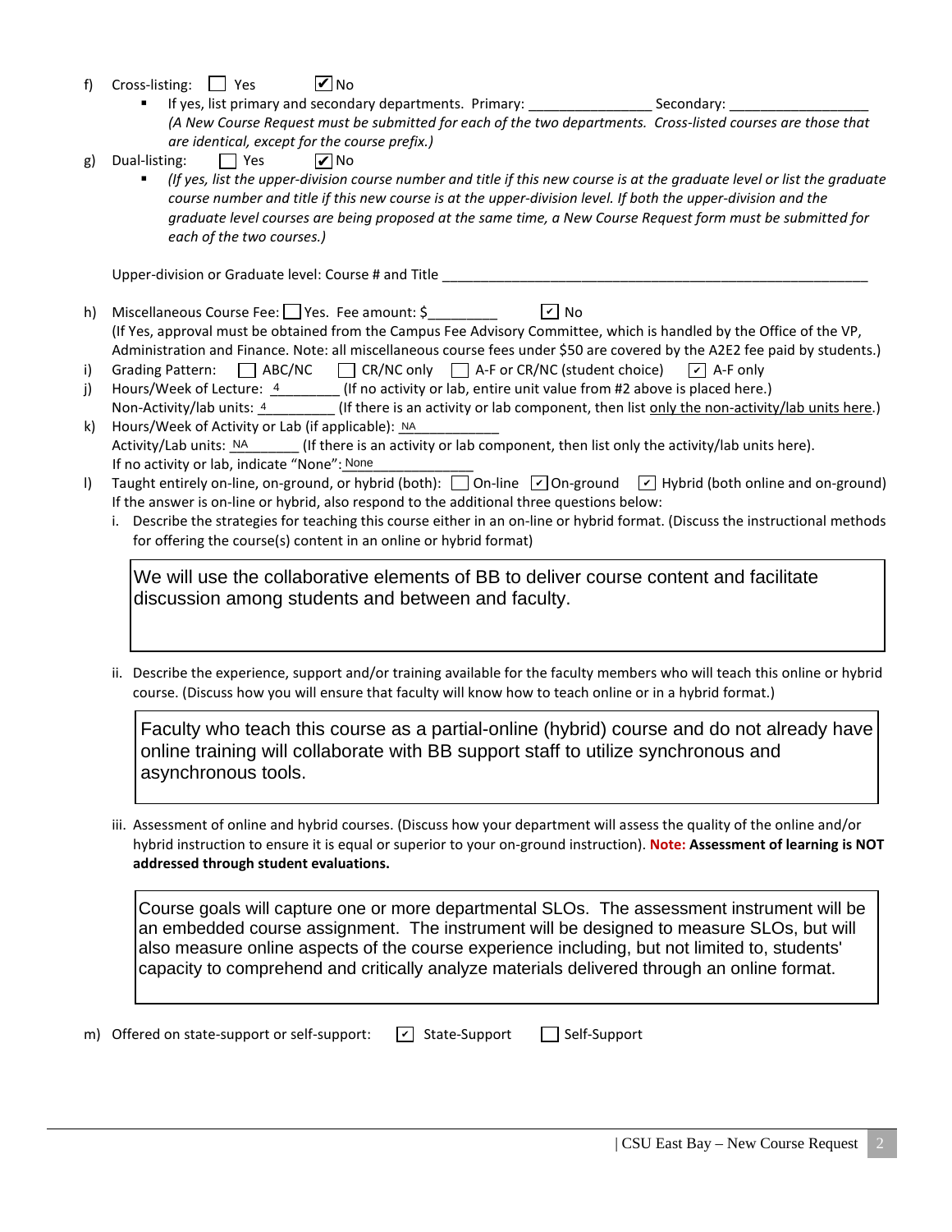f) Cross-listing: ☐ Yes ☑ No

- If yes, list primary and secondary departments. Primary: ________________ Secondary: __________________

  *(A New Course Request must be submitted for each of the two departments. Cross-listed courses are those that are identical, except for the course prefix.)*

g) Dual-listing: ☐ Yes ☑ No

- *(If yes, list the upper-division course number and title if this new course is at the graduate level or list the graduate course number and title if this new course is at the upper-division level. If both the upper-division and the graduate level courses are being proposed at the same time, a New Course Request form must be submitted for each of the two courses.)*

Upper-division or Graduate level: Course # and Title ____________________________________________________________

h) Miscellaneous Course Fee: ☐ Yes. Fee amount: $_________ ☑ No

(If Yes, approval must be obtained from the Campus Fee Advisory Committee, which is handled by the Office of the VP, Administration and Finance. Note: all miscellaneous course fees under $50 are covered by the A2E2 fee paid by students.)

i) Grading Pattern: ☐ ABC/NC ☐ CR/NC only ☐ A-F or CR/NC (student choice) ☑ A-F only

j) Hours/Week of Lecture: 4 (If no activity or lab, entire unit value from #2 above is placed here.)

Non-Activity/lab units: 4 (If there is an activity or lab component, then list only the non-activity/lab units here.)

k) Hours/Week of Activity or Lab (if applicable): NA

Activity/Lab units: NA (If there is an activity or lab component, then list only the activity/lab units here).

If no activity or lab, indicate "None": None

l) Taught entirely on-line, on-ground, or hybrid (both): ☐ On-line ☑ On-ground ☑ Hybrid (both online and on-ground)

If the answer is on-line or hybrid, also respond to the additional three questions below:

i. Describe the strategies for teaching this course either in an on-line or hybrid format. (Discuss the instructional methods for offering the course(s) content in an online or hybrid format)

> We will use the collaborative elements of BB to deliver course content and facilitate discussion among students and between and faculty.

ii. Describe the experience, support and/or training available for the faculty members who will teach this online or hybrid course. (Discuss how you will ensure that faculty will know how to teach online or in a hybrid format.)

> Faculty who teach this course as a partial-online (hybrid) course and do not already have online training will collaborate with BB support staff to utilize synchronous and asynchronous tools.

iii. Assessment of online and hybrid courses. (Discuss how your department will assess the quality of the online and/or hybrid instruction to ensure it is equal or superior to your on-ground instruction). **Note: Assessment of learning is NOT addressed through student evaluations.**

> Course goals will capture one or more departmental SLOs. The assessment instrument will be an embedded course assignment. The instrument will be designed to measure SLOs, but will also measure online aspects of the course experience including, but not limited to, students' capacity to comprehend and critically analyze materials delivered through an online format.

m) Offered on state-support or self-support: ☑ State-Support ☐ Self-Support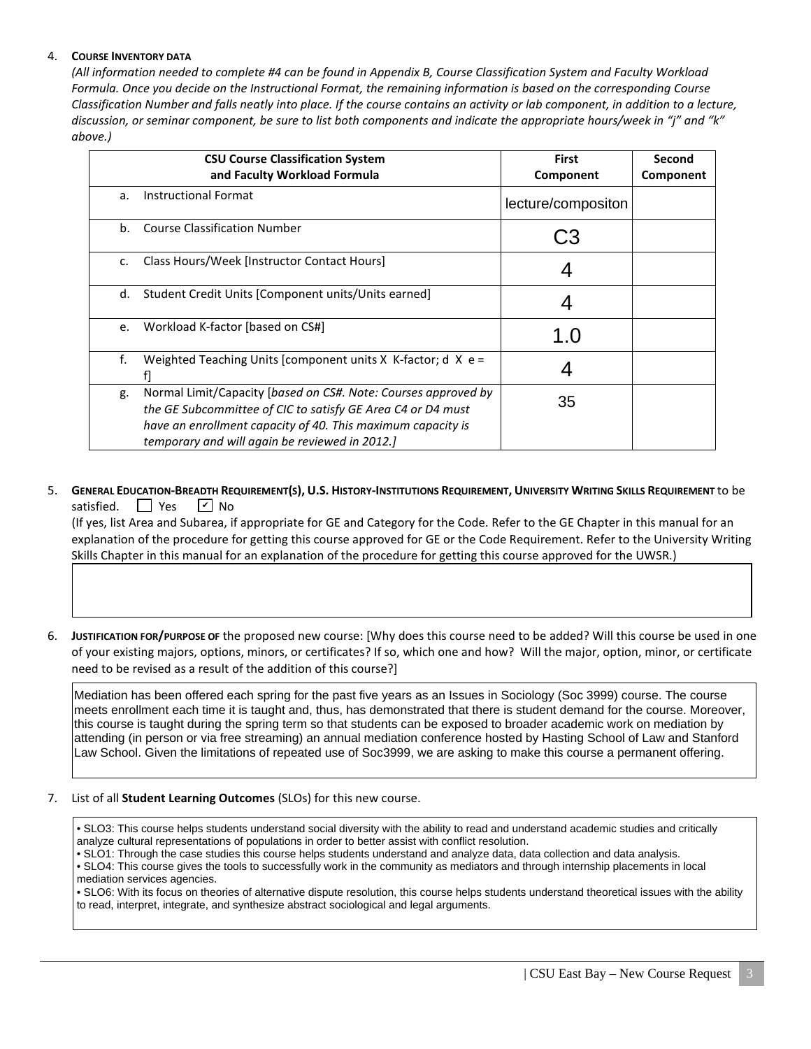4. **COURSE INVENTORY DATA**

*(All information needed to complete #4 can be found in Appendix B, Course Classification System and Faculty Workload Formula. Once you decide on the Instructional Format, the remaining information is based on the corresponding Course Classification Number and falls neatly into place. If the course contains an activity or lab component, in addition to a lecture, discussion, or seminar component, be sure to list both components and indicate the appropriate hours/week in "j" and "k" above.)*

| CSU Course Classification System and Faculty Workload Formula | First Component | Second Component |
|---|---|---|
| a. Instructional Format | lecture/compositon | |
| b. Course Classification Number | C3 | |
| c. Class Hours/Week [Instructor Contact Hours] | 4 | |
| d. Student Credit Units [Component units/Units earned] | 4 | |
| e. Workload K-factor [based on CS#] | 1.0 | |
| f. Weighted Teaching Units [component units X K-factor; d X e = f] | 4 | |
| g. Normal Limit/Capacity [*based on CS#. Note: Courses approved by the GE Subcommittee of CIC to satisfy GE Area C4 or D4 must have an enrollment capacity of 40. This maximum capacity is temporary and will again be reviewed in 2012.]* | 35 | |

5. **GENERAL EDUCATION-BREADTH REQUIREMENT(S), U.S. HISTORY-INSTITUTIONS REQUIREMENT, UNIVERSITY WRITING SKILLS REQUIREMENT** to be satisfied. ☐ Yes ☑ No

(If yes, list Area and Subarea, if appropriate for GE and Category for the Code. Refer to the GE Chapter in this manual for an explanation of the procedure for getting this course approved for GE or the Code Requirement. Refer to the University Writing Skills Chapter in this manual for an explanation of the procedure for getting this course approved for the UWSR.)

6. **JUSTIFICATION FOR/PURPOSE OF** the proposed new course: [Why does this course need to be added? Will this course be used in one of your existing majors, options, minors, or certificates? If so, which one and how? Will the major, option, minor, or certificate need to be revised as a result of the addition of this course?]

Mediation has been offered each spring for the past five years as an Issues in Sociology (Soc 3999) course. The course meets enrollment each time it is taught and, thus, has demonstrated that there is student demand for the course. Moreover, this course is taught during the spring term so that students can be exposed to broader academic work on mediation by attending (in person or via free streaming) an annual mediation conference hosted by Hasting School of Law and Stanford Law School. Given the limitations of repeated use of Soc3999, we are asking to make this course a permanent offering.

7. List of all **Student Learning Outcomes** (SLOs) for this new course.

- SLO3: This course helps students understand social diversity with the ability to read and understand academic studies and critically analyze cultural representations of populations in order to better assist with conflict resolution.
- SLO1: Through the case studies this course helps students understand and analyze data, data collection and data analysis.
- SLO4: This course gives the tools to successfully work in the community as mediators and through internship placements in local mediation services agencies.
- SLO6: With its focus on theories of alternative dispute resolution, this course helps students understand theoretical issues with the ability to read, interpret, integrate, and synthesize abstract sociological and legal arguments.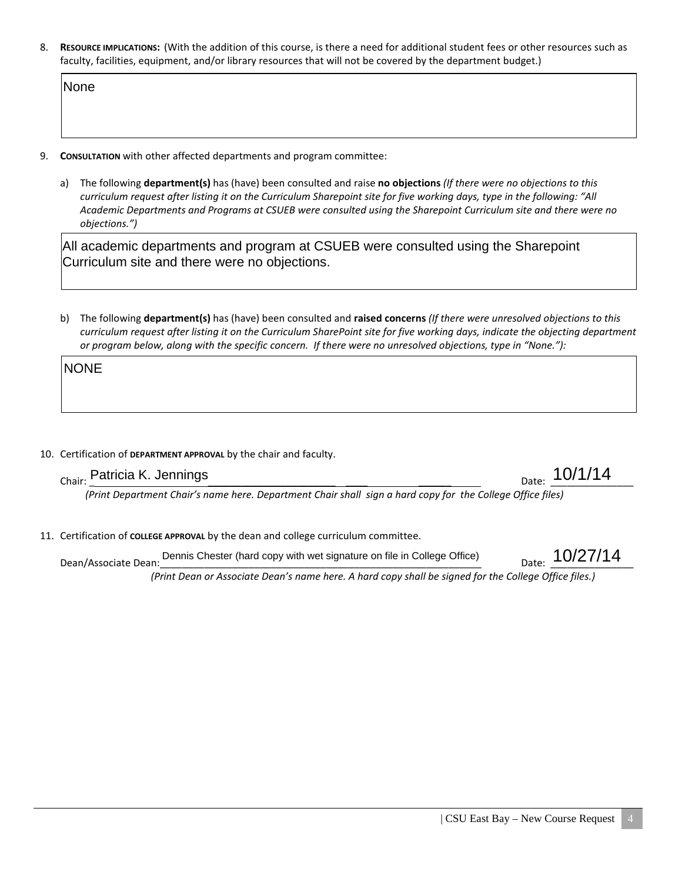8. **RESOURCE IMPLICATIONS:** (With the addition of this course, is there a need for additional student fees or other resources such as faculty, facilities, equipment, and/or library resources that will not be covered by the department budget.)

   None

9. **CONSULTATION** with other affected departments and program committee:

   a) The following **department(s)** has (have) been consulted and raise **no objections** *(If there were no objections to this curriculum request after listing it on the Curriculum Sharepoint site for five working days, type in the following: "All Academic Departments and Programs at CSUEB were consulted using the Sharepoint Curriculum site and there were no objections.")*

   All academic departments and program at CSUEB were consulted using the Sharepoint Curriculum site and there were no objections.

   b) The following **department(s)** has (have) been consulted and **raised concerns** *(If there were unresolved objections to this curriculum request after listing it on the Curriculum SharePoint site for five working days, indicate the objecting department or program below, along with the specific concern. If there were no unresolved objections, type in "None."):*

   NONE

10. Certification of **DEPARTMENT APPROVAL** by the chair and faculty.

    Chair: Patricia K. Jennings Date: 10/1/14

    *(Print Department Chair's name here. Department Chair shall sign a hard copy for the College Office files)*

11. Certification of **COLLEGE APPROVAL** by the dean and college curriculum committee.

    Dean/Associate Dean: Dennis Chester (hard copy with wet signature on file in College Office) Date: 10/27/14

    *(Print Dean or Associate Dean's name here. A hard copy shall be signed for the College Office files.)*